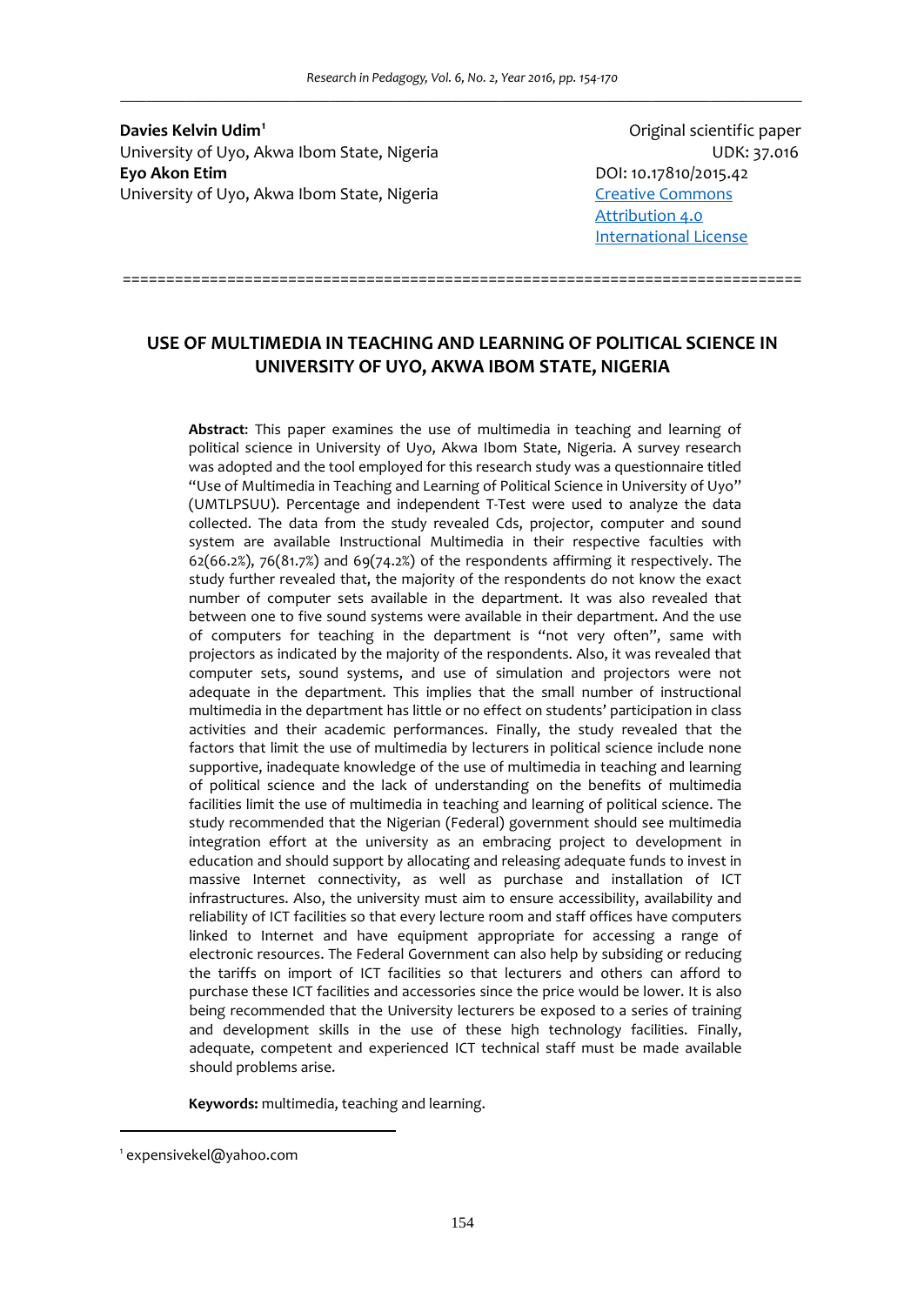**Davies Kelvin Udim**[1]
University of Uyo, Akwa Ibom State, Nigeria
**Eyo Akon Etim**
University of Uyo, Akwa Ibom State, Nigeria

Original scientific paper
UDK: 37.016
DOI: 10.17810/2015.42
Creative Commons Attribution 4.0 International License

==============================================================================

# USE OF MULTIMEDIA IN TEACHING AND LEARNING OF POLITICAL SCIENCE IN UNIVERSITY OF UYO, AKWA IBOM STATE, NIGERIA

**Abstract**: This paper examines the use of multimedia in teaching and learning of political science in University of Uyo, Akwa Ibom State, Nigeria. A survey research was adopted and the tool employed for this research study was a questionnaire titled "Use of Multimedia in Teaching and Learning of Political Science in University of Uyo" (UMTLPSUU). Percentage and independent T-Test were used to analyze the data collected. The data from the study revealed Cds, projector, computer and sound system are available Instructional Multimedia in their respective faculties with 62(66.2%), 76(81.7%) and 69(74.2%) of the respondents affirming it respectively. The study further revealed that, the majority of the respondents do not know the exact number of computer sets available in the department. It was also revealed that between one to five sound systems were available in their department. And the use of computers for teaching in the department is "not very often", same with projectors as indicated by the majority of the respondents. Also, it was revealed that computer sets, sound systems, and use of simulation and projectors were not adequate in the department. This implies that the small number of instructional multimedia in the department has little or no effect on students' participation in class activities and their academic performances. Finally, the study revealed that the factors that limit the use of multimedia by lecturers in political science include none supportive, inadequate knowledge of the use of multimedia in teaching and learning of political science and the lack of understanding on the benefits of multimedia facilities limit the use of multimedia in teaching and learning of political science. The study recommended that the Nigerian (Federal) government should see multimedia integration effort at the university as an embracing project to development in education and should support by allocating and releasing adequate funds to invest in massive Internet connectivity, as well as purchase and installation of ICT infrastructures. Also, the university must aim to ensure accessibility, availability and reliability of ICT facilities so that every lecture room and staff offices have computers linked to Internet and have equipment appropriate for accessing a range of electronic resources. The Federal Government can also help by subsiding or reducing the tariffs on import of ICT facilities so that lecturers and others can afford to purchase these ICT facilities and accessories since the price would be lower. It is also being recommended that the University lecturers be exposed to a series of training and development skills in the use of these high technology facilities. Finally, adequate, competent and experienced ICT technical staff must be made available should problems arise.

**Keywords:** multimedia, teaching and learning.

[1] expensivekel@yahoo.com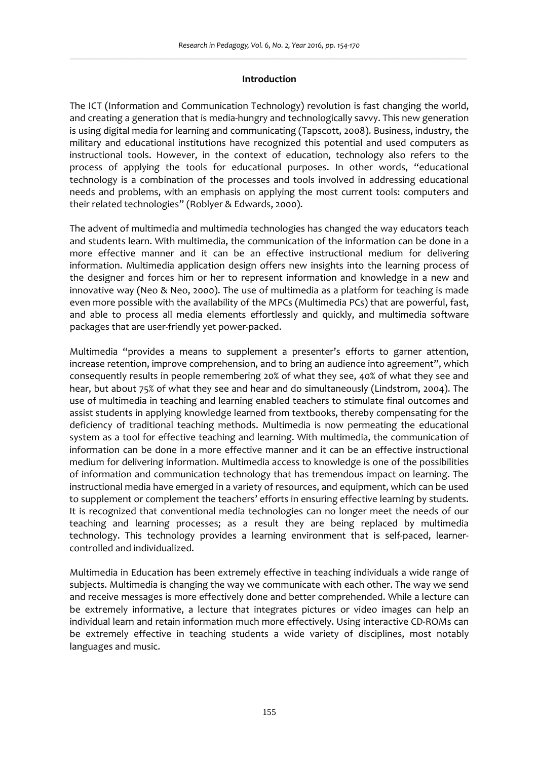## Introduction

The ICT (Information and Communication Technology) revolution is fast changing the world, and creating a generation that is media-hungry and technologically savvy. This new generation is using digital media for learning and communicating (Tapscott, 2008). Business, industry, the military and educational institutions have recognized this potential and used computers as instructional tools. However, in the context of education, technology also refers to the process of applying the tools for educational purposes. In other words, "educational technology is a combination of the processes and tools involved in addressing educational needs and problems, with an emphasis on applying the most current tools: computers and their related technologies" (Roblyer & Edwards, 2000).

The advent of multimedia and multimedia technologies has changed the way educators teach and students learn. With multimedia, the communication of the information can be done in a more effective manner and it can be an effective instructional medium for delivering information. Multimedia application design offers new insights into the learning process of the designer and forces him or her to represent information and knowledge in a new and innovative way (Neo & Neo, 2000). The use of multimedia as a platform for teaching is made even more possible with the availability of the MPCs (Multimedia PCs) that are powerful, fast, and able to process all media elements effortlessly and quickly, and multimedia software packages that are user-friendly yet power-packed.

Multimedia "provides a means to supplement a presenter's efforts to garner attention, increase retention, improve comprehension, and to bring an audience into agreement", which consequently results in people remembering 20% of what they see, 40% of what they see and hear, but about 75% of what they see and hear and do simultaneously (Lindstrom, 2004). The use of multimedia in teaching and learning enabled teachers to stimulate final outcomes and assist students in applying knowledge learned from textbooks, thereby compensating for the deficiency of traditional teaching methods. Multimedia is now permeating the educational system as a tool for effective teaching and learning. With multimedia, the communication of information can be done in a more effective manner and it can be an effective instructional medium for delivering information. Multimedia access to knowledge is one of the possibilities of information and communication technology that has tremendous impact on learning. The instructional media have emerged in a variety of resources, and equipment, which can be used to supplement or complement the teachers' efforts in ensuring effective learning by students. It is recognized that conventional media technologies can no longer meet the needs of our teaching and learning processes; as a result they are being replaced by multimedia technology. This technology provides a learning environment that is self-paced, learner-controlled and individualized.

Multimedia in Education has been extremely effective in teaching individuals a wide range of subjects. Multimedia is changing the way we communicate with each other. The way we send and receive messages is more effectively done and better comprehended. While a lecture can be extremely informative, a lecture that integrates pictures or video images can help an individual learn and retain information much more effectively. Using interactive CD-ROMs can be extremely effective in teaching students a wide variety of disciplines, most notably languages and music.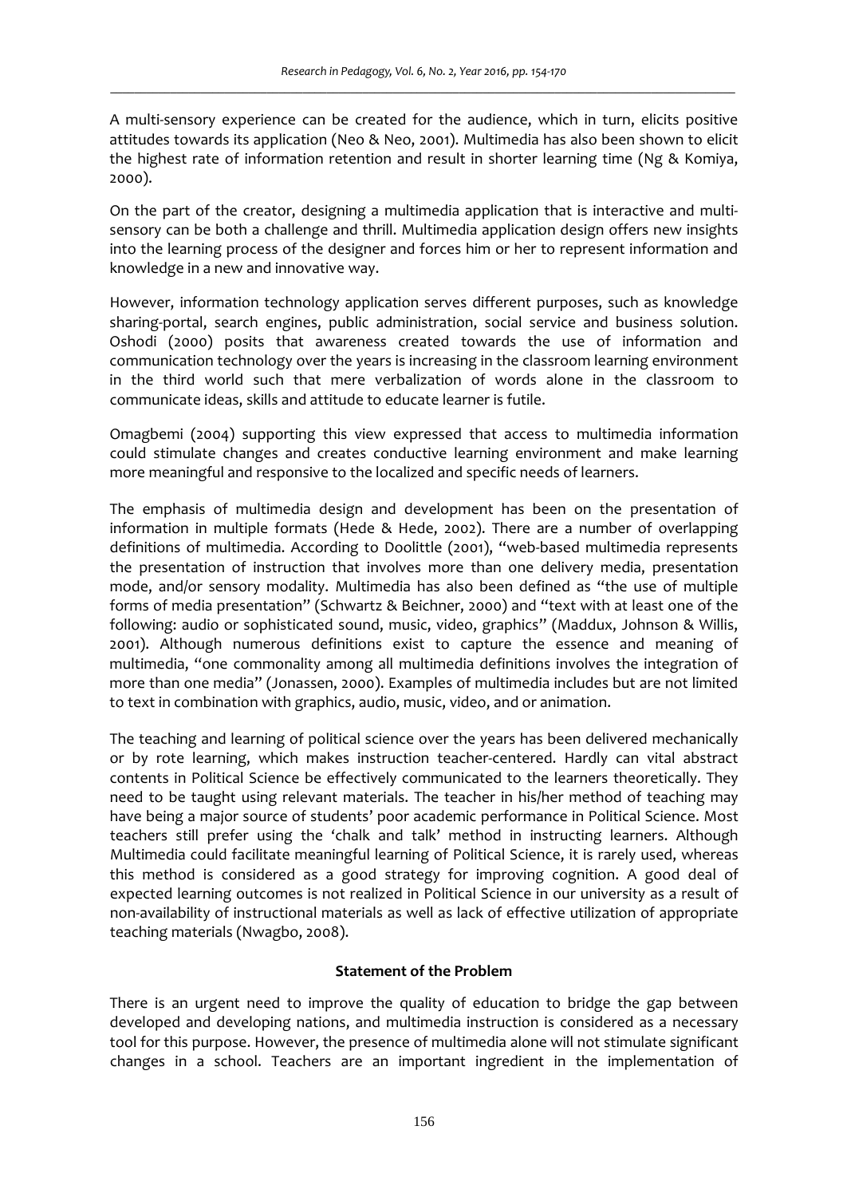A multi-sensory experience can be created for the audience, which in turn, elicits positive attitudes towards its application (Neo & Neo, 2001). Multimedia has also been shown to elicit the highest rate of information retention and result in shorter learning time (Ng & Komiya, 2000).

On the part of the creator, designing a multimedia application that is interactive and multi-sensory can be both a challenge and thrill. Multimedia application design offers new insights into the learning process of the designer and forces him or her to represent information and knowledge in a new and innovative way.

However, information technology application serves different purposes, such as knowledge sharing-portal, search engines, public administration, social service and business solution. Oshodi (2000) posits that awareness created towards the use of information and communication technology over the years is increasing in the classroom learning environment in the third world such that mere verbalization of words alone in the classroom to communicate ideas, skills and attitude to educate learner is futile.

Omagbemi (2004) supporting this view expressed that access to multimedia information could stimulate changes and creates conductive learning environment and make learning more meaningful and responsive to the localized and specific needs of learners.

The emphasis of multimedia design and development has been on the presentation of information in multiple formats (Hede & Hede, 2002). There are a number of overlapping definitions of multimedia. According to Doolittle (2001), "web-based multimedia represents the presentation of instruction that involves more than one delivery media, presentation mode, and/or sensory modality. Multimedia has also been defined as "the use of multiple forms of media presentation" (Schwartz & Beichner, 2000) and "text with at least one of the following: audio or sophisticated sound, music, video, graphics" (Maddux, Johnson & Willis, 2001). Although numerous definitions exist to capture the essence and meaning of multimedia, "one commonality among all multimedia definitions involves the integration of more than one media" (Jonassen, 2000). Examples of multimedia includes but are not limited to text in combination with graphics, audio, music, video, and or animation.

The teaching and learning of political science over the years has been delivered mechanically or by rote learning, which makes instruction teacher-centered. Hardly can vital abstract contents in Political Science be effectively communicated to the learners theoretically. They need to be taught using relevant materials. The teacher in his/her method of teaching may have being a major source of students' poor academic performance in Political Science. Most teachers still prefer using the 'chalk and talk' method in instructing learners. Although Multimedia could facilitate meaningful learning of Political Science, it is rarely used, whereas this method is considered as a good strategy for improving cognition. A good deal of expected learning outcomes is not realized in Political Science in our university as a result of non-availability of instructional materials as well as lack of effective utilization of appropriate teaching materials (Nwagbo, 2008).

## Statement of the Problem

There is an urgent need to improve the quality of education to bridge the gap between developed and developing nations, and multimedia instruction is considered as a necessary tool for this purpose. However, the presence of multimedia alone will not stimulate significant changes in a school. Teachers are an important ingredient in the implementation of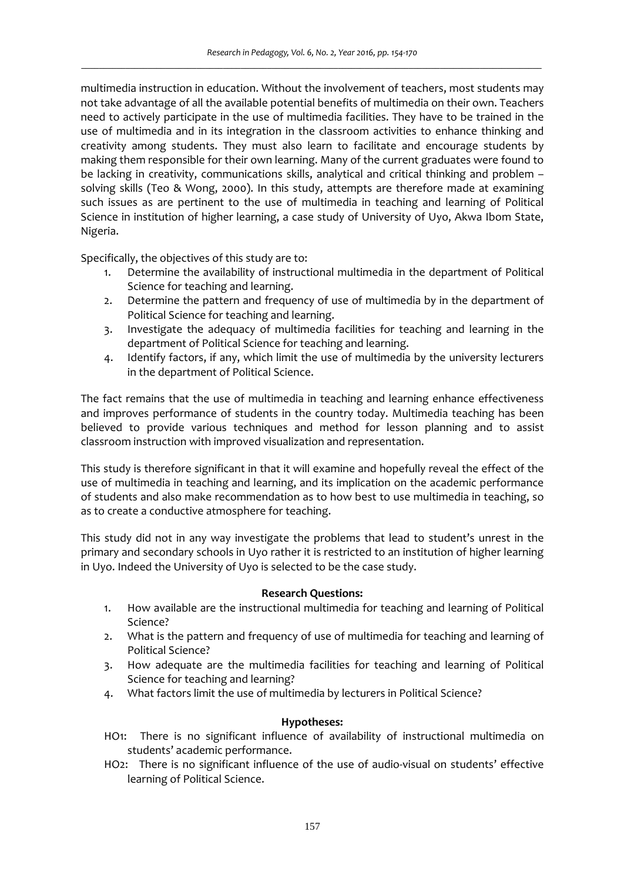multimedia instruction in education. Without the involvement of teachers, most students may not take advantage of all the available potential benefits of multimedia on their own. Teachers need to actively participate in the use of multimedia facilities. They have to be trained in the use of multimedia and in its integration in the classroom activities to enhance thinking and creativity among students. They must also learn to facilitate and encourage students by making them responsible for their own learning. Many of the current graduates were found to be lacking in creativity, communications skills, analytical and critical thinking and problem – solving skills (Teo & Wong, 2000). In this study, attempts are therefore made at examining such issues as are pertinent to the use of multimedia in teaching and learning of Political Science in institution of higher learning, a case study of University of Uyo, Akwa Ibom State, Nigeria.

Specifically, the objectives of this study are to:

1. Determine the availability of instructional multimedia in the department of Political Science for teaching and learning.
2. Determine the pattern and frequency of use of multimedia by in the department of Political Science for teaching and learning.
3. Investigate the adequacy of multimedia facilities for teaching and learning in the department of Political Science for teaching and learning.
4. Identify factors, if any, which limit the use of multimedia by the university lecturers in the department of Political Science.

The fact remains that the use of multimedia in teaching and learning enhance effectiveness and improves performance of students in the country today. Multimedia teaching has been believed to provide various techniques and method for lesson planning and to assist classroom instruction with improved visualization and representation.

This study is therefore significant in that it will examine and hopefully reveal the effect of the use of multimedia in teaching and learning, and its implication on the academic performance of students and also make recommendation as to how best to use multimedia in teaching, so as to create a conductive atmosphere for teaching.

This study did not in any way investigate the problems that lead to student's unrest in the primary and secondary schools in Uyo rather it is restricted to an institution of higher learning in Uyo. Indeed the University of Uyo is selected to be the case study.

**Research Questions:**

1. How available are the instructional multimedia for teaching and learning of Political Science?
2. What is the pattern and frequency of use of multimedia for teaching and learning of Political Science?
3. How adequate are the multimedia facilities for teaching and learning of Political Science for teaching and learning?
4. What factors limit the use of multimedia by lecturers in Political Science?

**Hypotheses:**

HO1: There is no significant influence of availability of instructional multimedia on students' academic performance.

HO2: There is no significant influence of the use of audio-visual on students' effective learning of Political Science.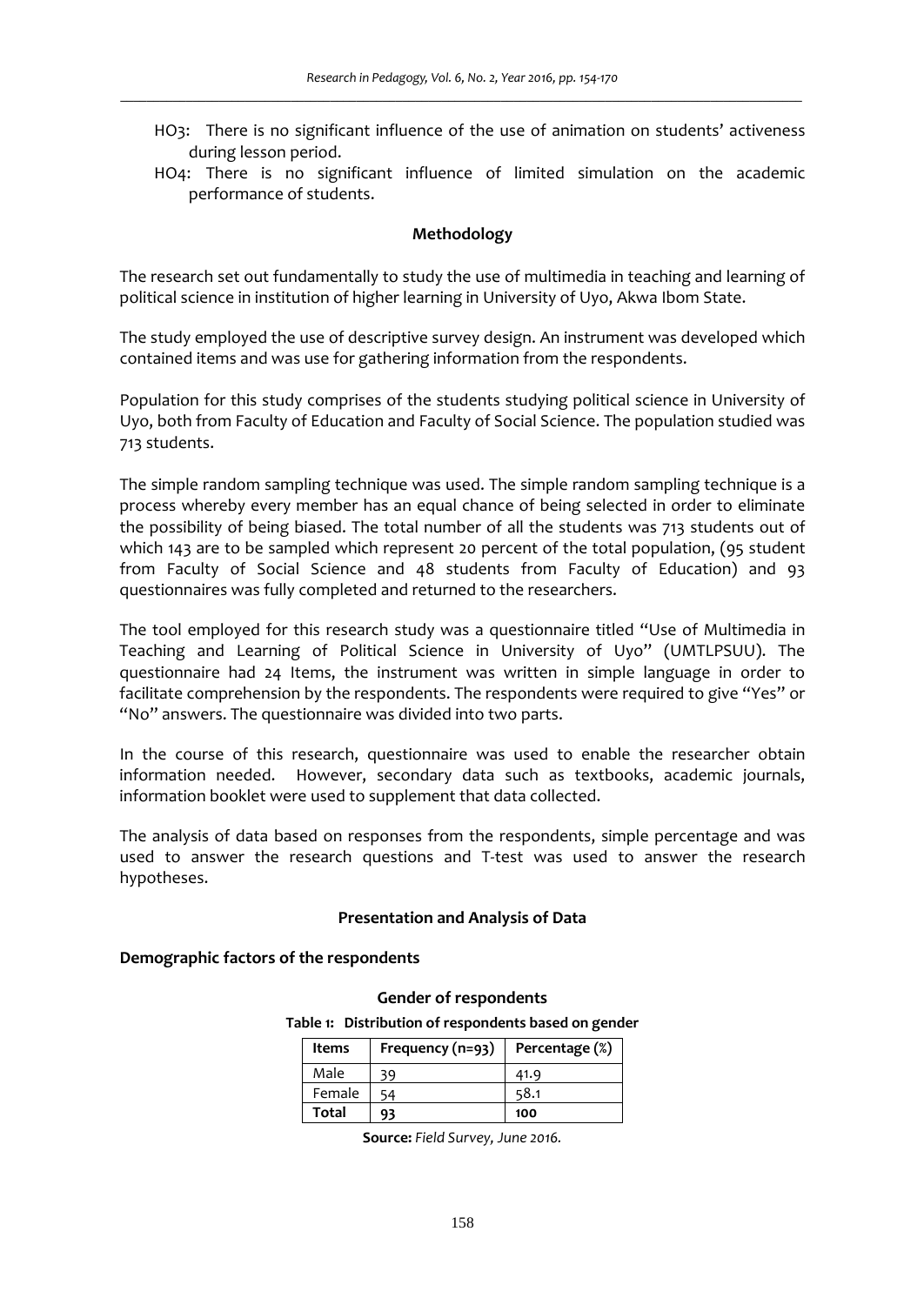HO3: There is no significant influence of the use of animation on students' activeness during lesson period.

HO4: There is no significant influence of limited simulation on the academic performance of students.

## Methodology

The research set out fundamentally to study the use of multimedia in teaching and learning of political science in institution of higher learning in University of Uyo, Akwa Ibom State.

The study employed the use of descriptive survey design. An instrument was developed which contained items and was use for gathering information from the respondents.

Population for this study comprises of the students studying political science in University of Uyo, both from Faculty of Education and Faculty of Social Science. The population studied was 713 students.

The simple random sampling technique was used. The simple random sampling technique is a process whereby every member has an equal chance of being selected in order to eliminate the possibility of being biased. The total number of all the students was 713 students out of which 143 are to be sampled which represent 20 percent of the total population, (95 student from Faculty of Social Science and 48 students from Faculty of Education) and 93 questionnaires was fully completed and returned to the researchers.

The tool employed for this research study was a questionnaire titled "Use of Multimedia in Teaching and Learning of Political Science in University of Uyo" (UMTLPSUU). The questionnaire had 24 Items, the instrument was written in simple language in order to facilitate comprehension by the respondents. The respondents were required to give "Yes" or "No" answers. The questionnaire was divided into two parts.

In the course of this research, questionnaire was used to enable the researcher obtain information needed. However, secondary data such as textbooks, academic journals, information booklet were used to supplement that data collected.

The analysis of data based on responses from the respondents, simple percentage and was used to answer the research questions and T-test was used to answer the research hypotheses.

## Presentation and Analysis of Data

### Demographic factors of the respondents

**Gender of respondents**

**Table 1: Distribution of respondents based on gender**

| Items | Frequency (n=93) | Percentage (%) |
|---|---|---|
| Male | 39 | 41.9 |
| Female | 54 | 58.1 |
| **Total** | **93** | **100** |

**Source:** *Field Survey, June 2016.*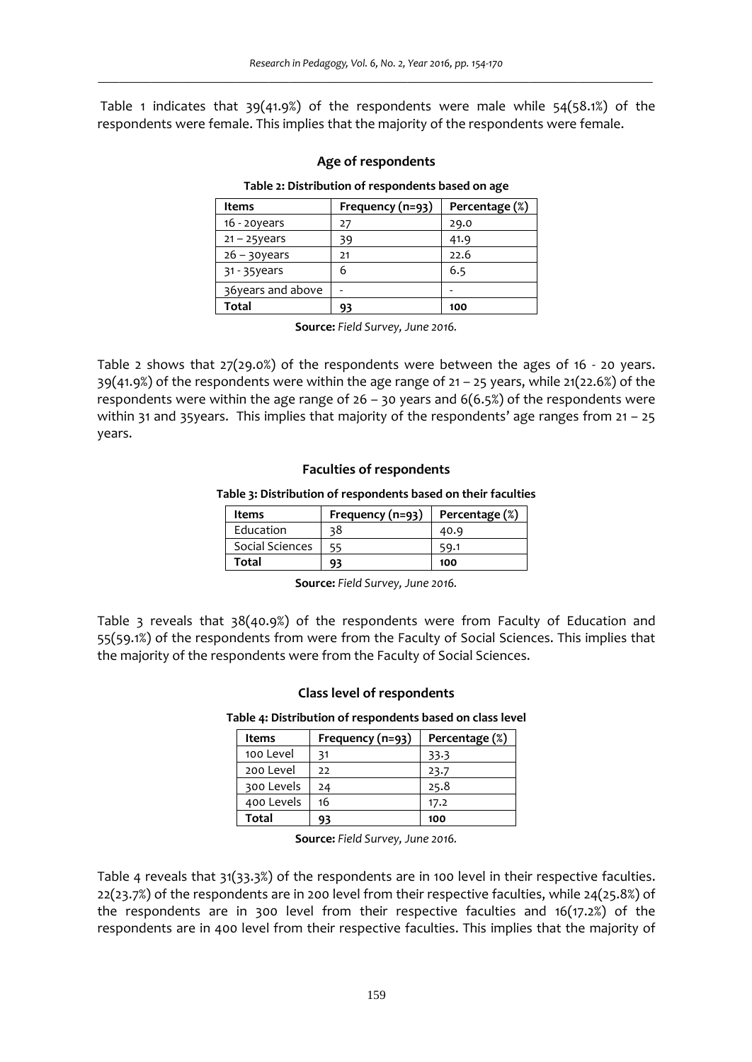Table 1 indicates that 39(41.9%) of the respondents were male while 54(58.1%) of the respondents were female. This implies that the majority of the respondents were female.

### Age of respondents

**Table 2: Distribution of respondents based on age**

| Items | Frequency (n=93) | Percentage (%) |
|---|---|---|
| 16 - 20years | 27 | 29.0 |
| 21 – 25years | 39 | 41.9 |
| 26 – 30years | 21 | 22.6 |
| 31 - 35years | 6 | 6.5 |
| 36years and above | - | - |
| **Total** | **93** | **100** |

**Source:** *Field Survey, June 2016.*

Table 2 shows that 27(29.0%) of the respondents were between the ages of 16 - 20 years. 39(41.9%) of the respondents were within the age range of 21 – 25 years, while 21(22.6%) of the respondents were within the age range of 26 – 30 years and 6(6.5%) of the respondents were within 31 and 35years. This implies that majority of the respondents' age ranges from 21 – 25 years.

### Faculties of respondents

**Table 3: Distribution of respondents based on their faculties**

| Items | Frequency (n=93) | Percentage (%) |
|---|---|---|
| Education | 38 | 40.9 |
| Social Sciences | 55 | 59.1 |
| **Total** | **93** | **100** |

**Source:** *Field Survey, June 2016.*

Table 3 reveals that 38(40.9%) of the respondents were from Faculty of Education and 55(59.1%) of the respondents from were from the Faculty of Social Sciences. This implies that the majority of the respondents were from the Faculty of Social Sciences.

### Class level of respondents

**Table 4: Distribution of respondents based on class level**

| Items | Frequency (n=93) | Percentage (%) |
|---|---|---|
| 100 Level | 31 | 33.3 |
| 200 Level | 22 | 23.7 |
| 300 Levels | 24 | 25.8 |
| 400 Levels | 16 | 17.2 |
| **Total** | **93** | **100** |

**Source:** *Field Survey, June 2016.*

Table 4 reveals that 31(33.3%) of the respondents are in 100 level in their respective faculties. 22(23.7%) of the respondents are in 200 level from their respective faculties, while 24(25.8%) of the respondents are in 300 level from their respective faculties and 16(17.2%) of the respondents are in 400 level from their respective faculties. This implies that the majority of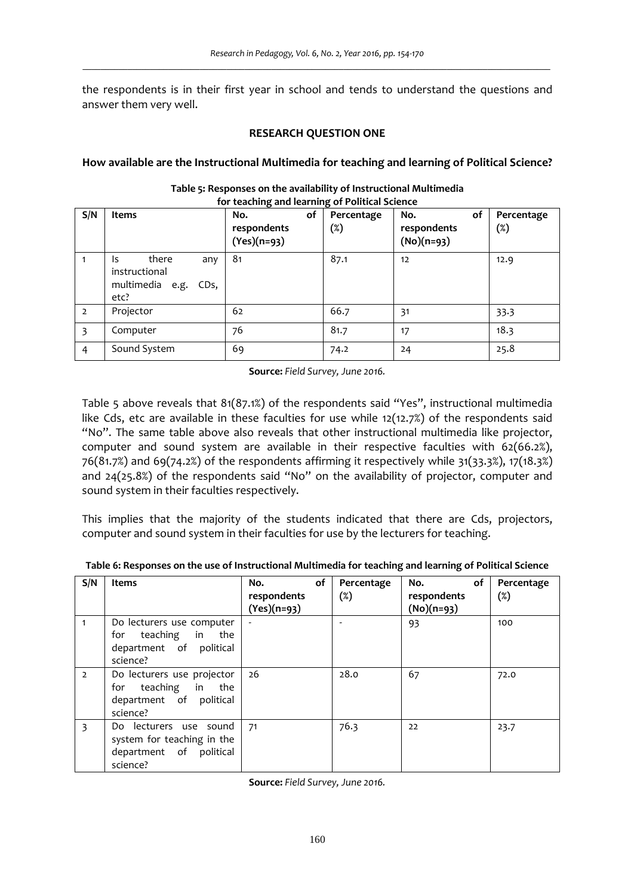the respondents is in their first year in school and tends to understand the questions and answer them very well.

### RESEARCH QUESTION ONE

**How available are the Instructional Multimedia for teaching and learning of Political Science?**

**Table 5: Responses on the availability of Instructional Multimedia for teaching and learning of Political Science**

| S/N | Items | No. of respondents (Yes)(n=93) | Percentage (%) | No. of respondents (No)(n=93) | Percentage (%) |
|---|---|---|---|---|---|
| 1 | Is there any instructional multimedia e.g. CDs, etc? | 81 | 87.1 | 12 | 12.9 |
| 2 | Projector | 62 | 66.7 | 31 | 33.3 |
| 3 | Computer | 76 | 81.7 | 17 | 18.3 |
| 4 | Sound System | 69 | 74.2 | 24 | 25.8 |

**Source:** *Field Survey, June 2016.*

Table 5 above reveals that 81(87.1%) of the respondents said "Yes", instructional multimedia like Cds, etc are available in these faculties for use while 12(12.7%) of the respondents said "No". The same table above also reveals that other instructional multimedia like projector, computer and sound system are available in their respective faculties with 62(66.2%), 76(81.7%) and 69(74.2%) of the respondents affirming it respectively while 31(33.3%), 17(18.3%) and 24(25.8%) of the respondents said "No" on the availability of projector, computer and sound system in their faculties respectively.

This implies that the majority of the students indicated that there are Cds, projectors, computer and sound system in their faculties for use by the lecturers for teaching.

**Table 6: Responses on the use of Instructional Multimedia for teaching and learning of Political Science**

| S/N | Items | No. of respondents (Yes)(n=93) | Percentage (%) | No. of respondents (No)(n=93) | Percentage (%) |
|---|---|---|---|---|---|
| 1 | Do lecturers use computer for teaching in the department of political science? | - | - | 93 | 100 |
| 2 | Do lecturers use projector for teaching in the department of political science? | 26 | 28.0 | 67 | 72.0 |
| 3 | Do lecturers use sound system for teaching in the department of political science? | 71 | 76.3 | 22 | 23.7 |

**Source:** *Field Survey, June 2016.*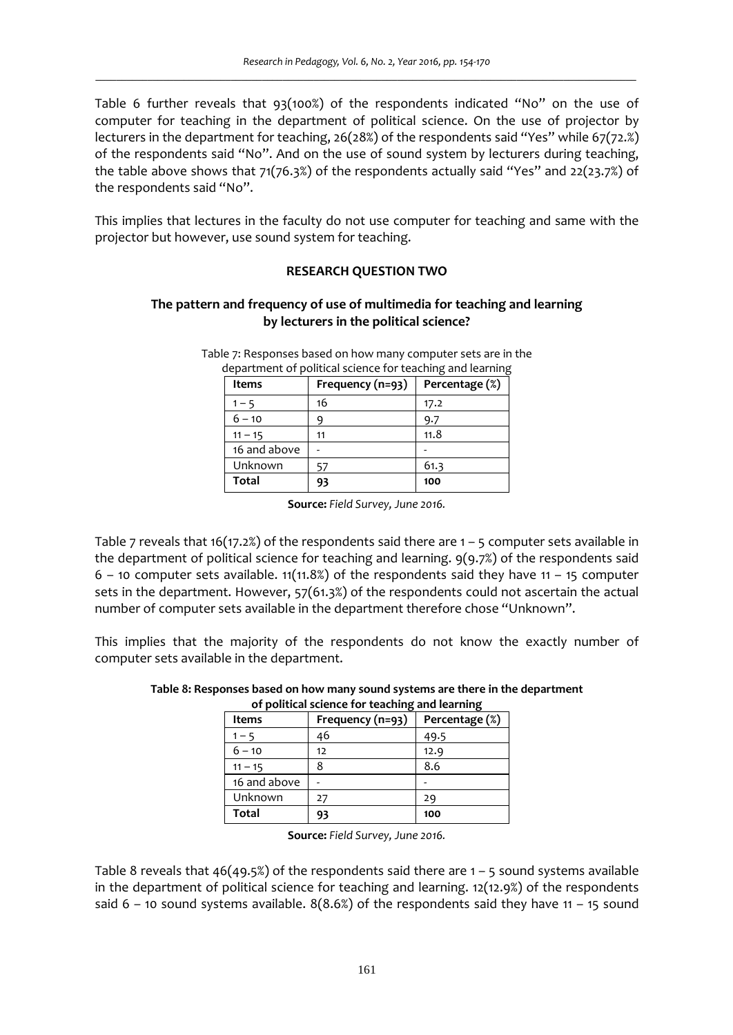Table 6 further reveals that 93(100%) of the respondents indicated "No" on the use of computer for teaching in the department of political science. On the use of projector by lecturers in the department for teaching, 26(28%) of the respondents said "Yes" while 67(72.%) of the respondents said "No". And on the use of sound system by lecturers during teaching, the table above shows that 71(76.3%) of the respondents actually said "Yes" and 22(23.7%) of the respondents said "No".

This implies that lectures in the faculty do not use computer for teaching and same with the projector but however, use sound system for teaching.

**RESEARCH QUESTION TWO**

**The pattern and frequency of use of multimedia for teaching and learning by lecturers in the political science?**

Table 7: Responses based on how many computer sets are in the department of political science for teaching and learning

| Items | Frequency (n=93) | Percentage (%) |
|---|---|---|
| 1 – 5 | 16 | 17.2 |
| 6 – 10 | 9 | 9.7 |
| 11 – 15 | 11 | 11.8 |
| 16 and above | - | - |
| Unknown | 57 | 61.3 |
| **Total** | **93** | **100** |

**Source:** *Field Survey, June 2016.*

Table 7 reveals that 16(17.2%) of the respondents said there are 1 – 5 computer sets available in the department of political science for teaching and learning. 9(9.7%) of the respondents said 6 – 10 computer sets available. 11(11.8%) of the respondents said they have 11 – 15 computer sets in the department. However, 57(61.3%) of the respondents could not ascertain the actual number of computer sets available in the department therefore chose "Unknown".

This implies that the majority of the respondents do not know the exactly number of computer sets available in the department.

**Table 8: Responses based on how many sound systems are there in the department of political science for teaching and learning**

| Items | Frequency (n=93) | Percentage (%) |
|---|---|---|
| 1 – 5 | 46 | 49.5 |
| 6 – 10 | 12 | 12.9 |
| 11 – 15 | 8 | 8.6 |
| 16 and above | - | - |
| Unknown | 27 | 29 |
| **Total** | **93** | **100** |

**Source:** *Field Survey, June 2016.*

Table 8 reveals that 46(49.5%) of the respondents said there are 1 – 5 sound systems available in the department of political science for teaching and learning. 12(12.9%) of the respondents said 6 – 10 sound systems available. 8(8.6%) of the respondents said they have 11 – 15 sound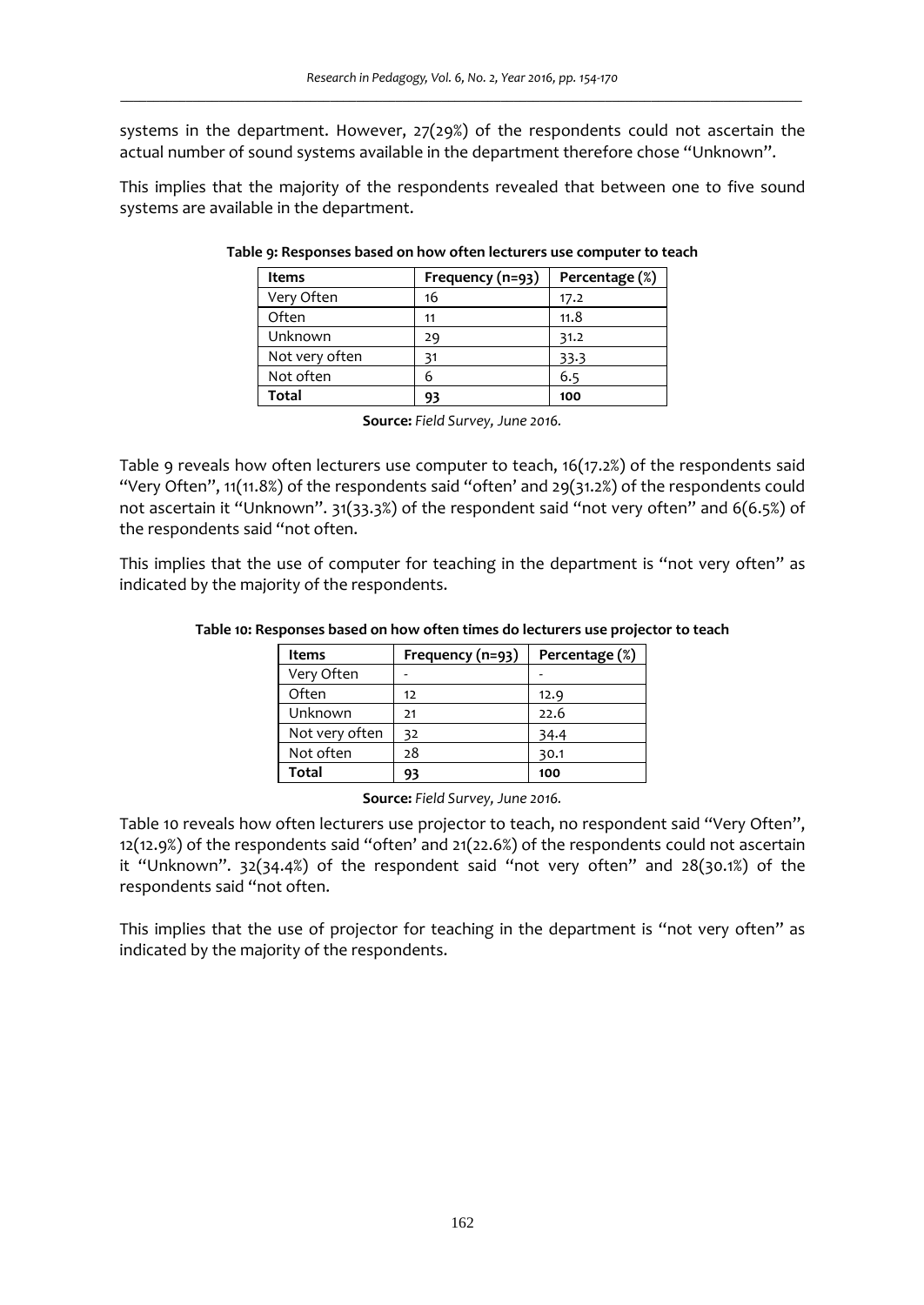systems in the department. However, 27(29%) of the respondents could not ascertain the actual number of sound systems available in the department therefore chose "Unknown".

This implies that the majority of the respondents revealed that between one to five sound systems are available in the department.

**Table 9: Responses based on how often lecturers use computer to teach**

| Items | Frequency (n=93) | Percentage (%) |
|---|---|---|
| Very Often | 16 | 17.2 |
| Often | 11 | 11.8 |
| Unknown | 29 | 31.2 |
| Not very often | 31 | 33.3 |
| Not often | 6 | 6.5 |
| **Total** | **93** | **100** |

**Source:** *Field Survey, June 2016.*

Table 9 reveals how often lecturers use computer to teach, 16(17.2%) of the respondents said "Very Often", 11(11.8%) of the respondents said "often' and 29(31.2%) of the respondents could not ascertain it "Unknown". 31(33.3%) of the respondent said "not very often" and 6(6.5%) of the respondents said "not often.

This implies that the use of computer for teaching in the department is "not very often" as indicated by the majority of the respondents.

**Table 10: Responses based on how often times do lecturers use projector to teach**

| Items | Frequency (n=93) | Percentage (%) |
|---|---|---|
| Very Often | - | - |
| Often | 12 | 12.9 |
| Unknown | 21 | 22.6 |
| Not very often | 32 | 34.4 |
| Not often | 28 | 30.1 |
| **Total** | **93** | **100** |

**Source:** *Field Survey, June 2016.*

Table 10 reveals how often lecturers use projector to teach, no respondent said "Very Often", 12(12.9%) of the respondents said "often' and 21(22.6%) of the respondents could not ascertain it "Unknown". 32(34.4%) of the respondent said "not very often" and 28(30.1%) of the respondents said "not often.

This implies that the use of projector for teaching in the department is "not very often" as indicated by the majority of the respondents.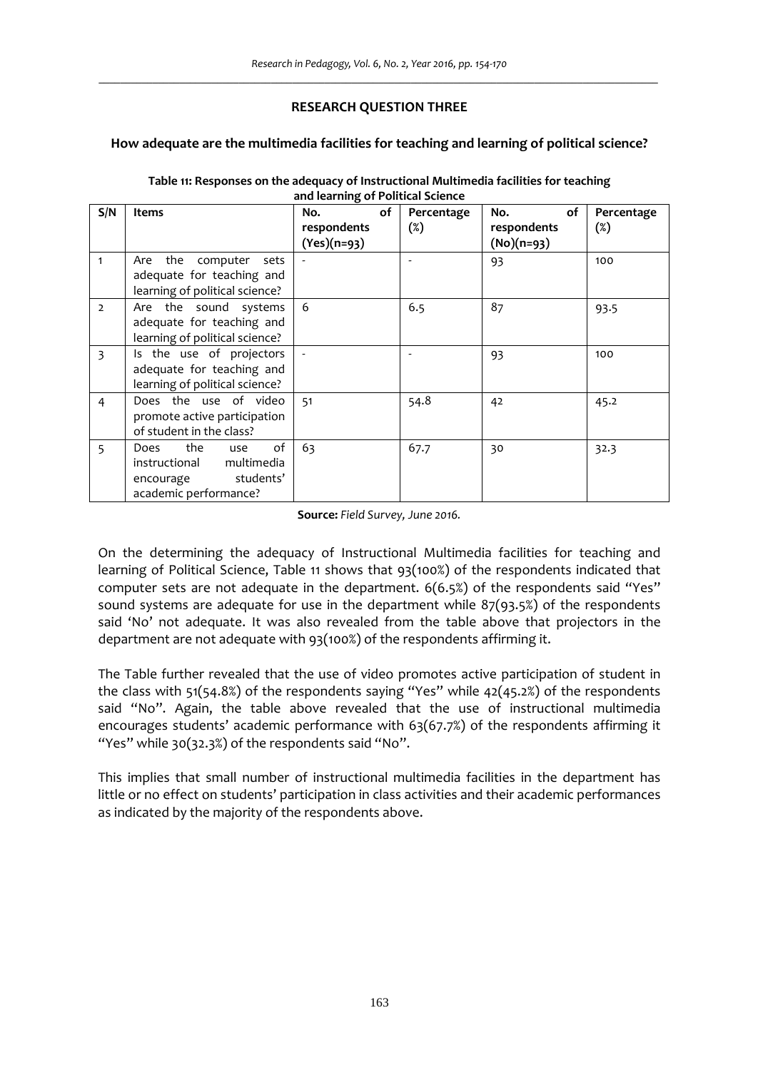**RESEARCH QUESTION THREE**

**How adequate are the multimedia facilities for teaching and learning of political science?**

**Table 11: Responses on the adequacy of Instructional Multimedia facilities for teaching and learning of Political Science**

| S/N | Items | No. of respondents (Yes)(n=93) | Percentage (%) | No. of respondents (No)(n=93) | Percentage (%) |
|---|---|---|---|---|---|
| 1 | Are the computer sets adequate for teaching and learning of political science? | - | - | 93 | 100 |
| 2 | Are the sound systems adequate for teaching and learning of political science? | 6 | 6.5 | 87 | 93.5 |
| 3 | Is the use of projectors adequate for teaching and learning of political science? | - | - | 93 | 100 |
| 4 | Does the use of video promote active participation of student in the class? | 51 | 54.8 | 42 | 45.2 |
| 5 | Does the use of instructional multimedia encourage students' academic performance? | 63 | 67.7 | 30 | 32.3 |

**Source:** *Field Survey, June 2016.*

On the determining the adequacy of Instructional Multimedia facilities for teaching and learning of Political Science, Table 11 shows that 93(100%) of the respondents indicated that computer sets are not adequate in the department. 6(6.5%) of the respondents said "Yes" sound systems are adequate for use in the department while 87(93.5%) of the respondents said 'No' not adequate. It was also revealed from the table above that projectors in the department are not adequate with 93(100%) of the respondents affirming it.

The Table further revealed that the use of video promotes active participation of student in the class with 51(54.8%) of the respondents saying "Yes" while 42(45.2%) of the respondents said "No". Again, the table above revealed that the use of instructional multimedia encourages students' academic performance with 63(67.7%) of the respondents affirming it "Yes" while 30(32.3%) of the respondents said "No".

This implies that small number of instructional multimedia facilities in the department has little or no effect on students' participation in class activities and their academic performances as indicated by the majority of the respondents above.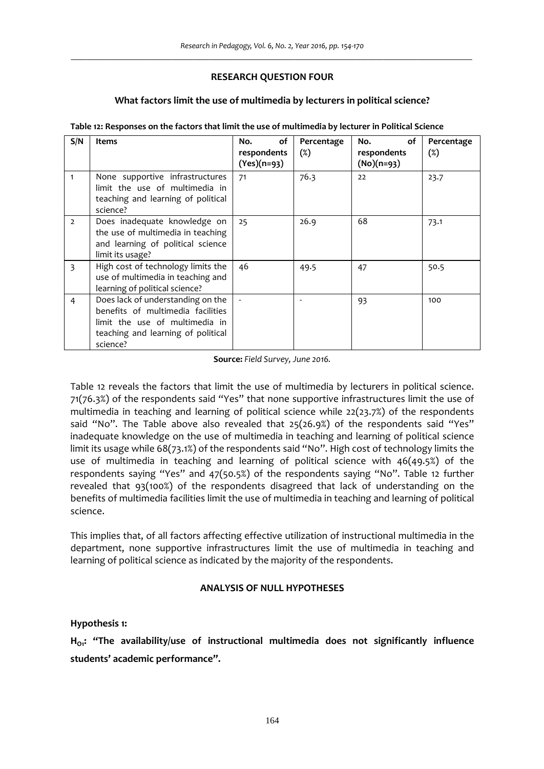**RESEARCH QUESTION FOUR**

**What factors limit the use of multimedia by lecturers in political science?**

**Table 12: Responses on the factors that limit the use of multimedia by lecturer in Political Science**

| S/N | Items | No. of respondents (Yes)(n=93) | Percentage (%) | No. of respondents (No)(n=93) | Percentage (%) |
|---|---|---|---|---|---|
| 1 | None supportive infrastructures limit the use of multimedia in teaching and learning of political science? | 71 | 76.3 | 22 | 23.7 |
| 2 | Does inadequate knowledge on the use of multimedia in teaching and learning of political science limit its usage? | 25 | 26.9 | 68 | 73.1 |
| 3 | High cost of technology limits the use of multimedia in teaching and learning of political science? | 46 | 49.5 | 47 | 50.5 |
| 4 | Does lack of understanding on the benefits of multimedia facilities limit the use of multimedia in teaching and learning of political science? | - | - | 93 | 100 |

**Source:** *Field Survey, June 2016.*

Table 12 reveals the factors that limit the use of multimedia by lecturers in political science. 71(76.3%) of the respondents said "Yes" that none supportive infrastructures limit the use of multimedia in teaching and learning of political science while 22(23.7%) of the respondents said "No". The Table above also revealed that 25(26.9%) of the respondents said "Yes" inadequate knowledge on the use of multimedia in teaching and learning of political science limit its usage while 68(73.1%) of the respondents said "No". High cost of technology limits the use of multimedia in teaching and learning of political science with 46(49.5%) of the respondents saying "Yes" and 47(50.5%) of the respondents saying "No". Table 12 further revealed that 93(100%) of the respondents disagreed that lack of understanding on the benefits of multimedia facilities limit the use of multimedia in teaching and learning of political science.

This implies that, of all factors affecting effective utilization of instructional multimedia in the department, none supportive infrastructures limit the use of multimedia in teaching and learning of political science as indicated by the majority of the respondents.

**ANALYSIS OF NULL HYPOTHESES**

**Hypothesis 1:**

**$H_{O1}$: "The availability/use of instructional multimedia does not significantly influence students' academic performance".**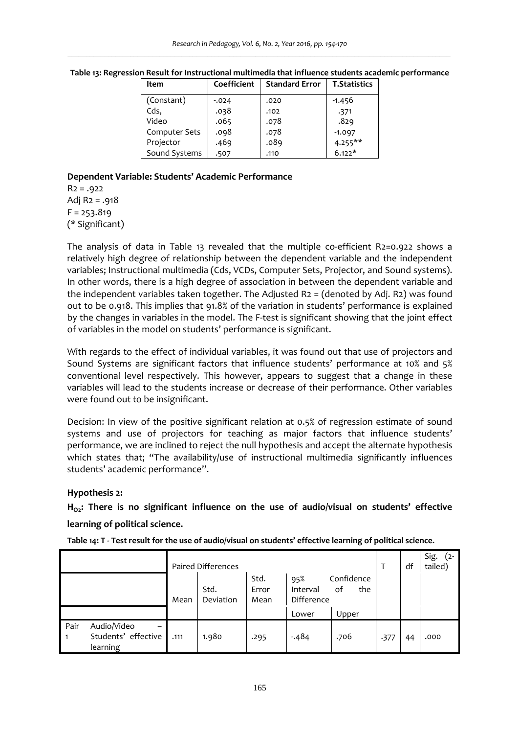**Table 13: Regression Result for Instructional multimedia that influence students academic performance**

| Item | Coefficient | Standard Error | T.Statistics |
|---|---|---|---|
| (Constant) | -.024 | .020 | -1.456 |
| Cds, | .038 | .102 | .371 |
| Video | .065 | .078 | .829 |
| Computer Sets | .098 | .078 | -1.097 |
| Projector | .469 | .089 | 4.255** |
| Sound Systems | .507 | .110 | 6.122* |

**Dependent Variable: Students' Academic Performance**

R2 = .922
Adj R2 = .918
F = 253.819
(* Significant)

The analysis of data in Table 13 revealed that the multiple co-efficient R2=0.922 shows a relatively high degree of relationship between the dependent variable and the independent variables; Instructional multimedia (Cds, VCDs, Computer Sets, Projector, and Sound systems). In other words, there is a high degree of association in between the dependent variable and the independent variables taken together. The Adjusted R2 = (denoted by Adj. R2) was found out to be 0.918. This implies that 91.8% of the variation in students' performance is explained by the changes in variables in the model. The F-test is significant showing that the joint effect of variables in the model on students' performance is significant.

With regards to the effect of individual variables, it was found out that use of projectors and Sound Systems are significant factors that influence students' performance at 10% and 5% conventional level respectively. This however, appears to suggest that a change in these variables will lead to the students increase or decrease of their performance. Other variables were found out to be insignificant.

Decision: In view of the positive significant relation at 0.5% of regression estimate of sound systems and use of projectors for teaching as major factors that influence students' performance, we are inclined to reject the null hypothesis and accept the alternate hypothesis which states that; "The availability/use of instructional multimedia significantly influences students' academic performance".

**Hypothesis 2:**

**$H_{O2}$: There is no significant influence on the use of audio/visual on students' effective learning of political science.**

**Table 14: T - Test result for the use of audio/visual on students' effective learning of political science.**

| | | Paired Differences | | | | | T | df | Sig. (2-tailed) |
|---|---|---|---|---|---|---|---|---|---|
| | | Mean | Std. Deviation | Std. Error Mean | 95% Confidence Interval of the Difference | | | | |
| | | | | | Lower | Upper | | | |
| Pair 1 | Audio/Video – Students' effective learning | .111 | 1.980 | .295 | -.484 | .706 | .377 | 44 | .000 |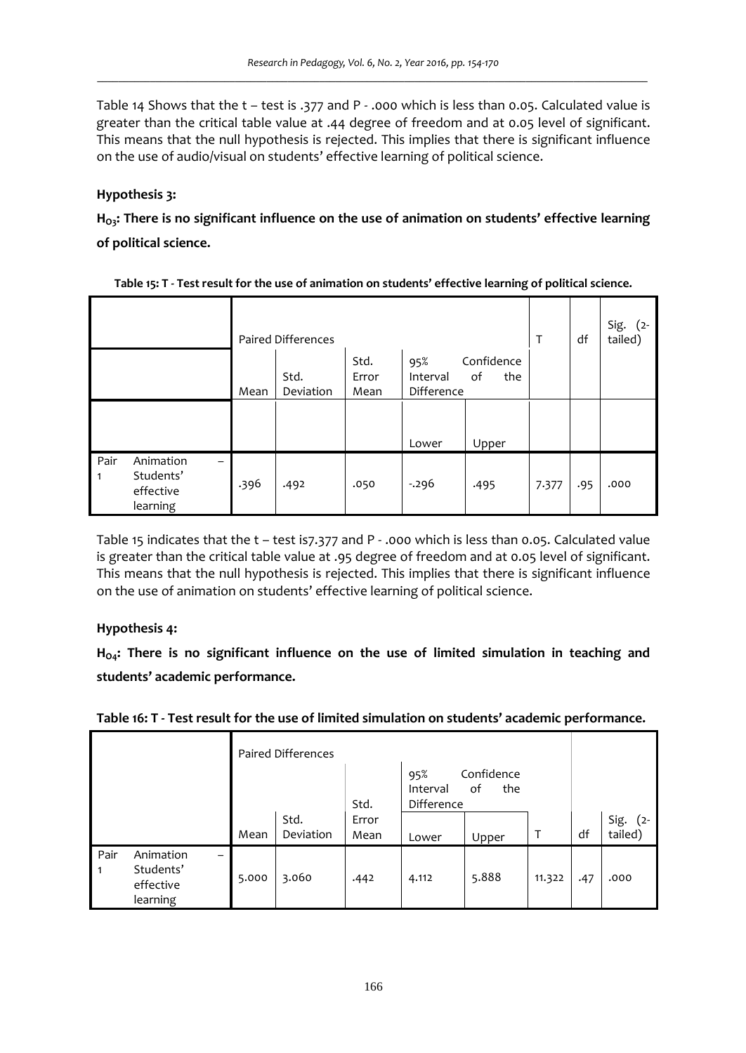Table 14 Shows that the t – test is .377 and P - .000 which is less than 0.05. Calculated value is greater than the critical table value at .44 degree of freedom and at 0.05 level of significant. This means that the null hypothesis is rejected. This implies that there is significant influence on the use of audio/visual on students' effective learning of political science.

**Hypothesis 3:**

**$H_{03}$: There is no significant influence on the use of animation on students' effective learning of political science.**

**Table 15: T - Test result for the use of animation on students' effective learning of political science.**

| | | Paired Differences | | | | | T | df | Sig. (2-tailed) |
|---|---|---|---|---|---|---|---|---|---|
| | | Mean | Std. Deviation | Std. Error Mean | 95% Confidence Interval of the Difference | | | | |
| | | | | | Lower | Upper | | | |
| Pair 1 | Animation – Students' effective learning | .396 | .492 | .050 | -.296 | .495 | 7.377 | .95 | .000 |

Table 15 indicates that the t – test is7.377 and P - .000 which is less than 0.05. Calculated value is greater than the critical table value at .95 degree of freedom and at 0.05 level of significant. This means that the null hypothesis is rejected. This implies that there is significant influence on the use of animation on students' effective learning of political science.

**Hypothesis 4:**

**$H_{04}$: There is no significant influence on the use of limited simulation in teaching and students' academic performance.**

**Table 16: T - Test result for the use of limited simulation on students' academic performance.**

| | | Paired Differences | | | | | | | |
|---|---|---|---|---|---|---|---|---|---|
| | | Mean | Std. Deviation | Std. Error Mean | 95% Confidence Interval of the Difference | | T | df | Sig. (2-tailed) |
| | | | | | Lower | Upper | | | |
| Pair 1 | Animation – Students' effective learning | 5.000 | 3.060 | .442 | 4.112 | 5.888 | 11.322 | .47 | .000 |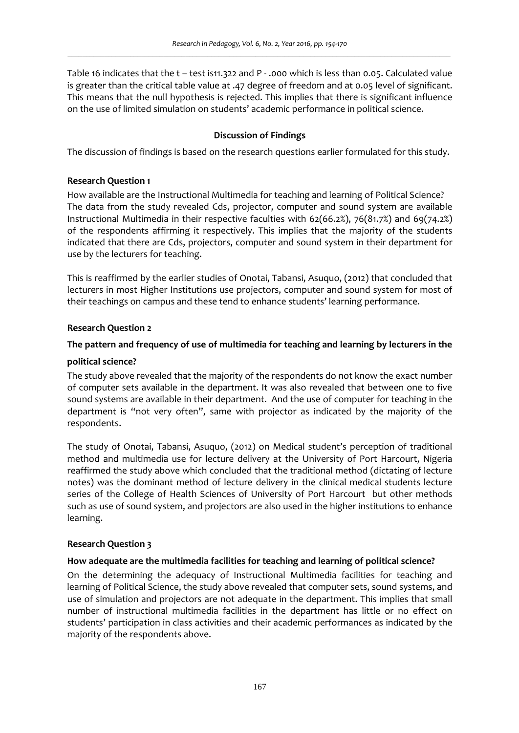Table 16 indicates that the t – test is11.322 and P - .000 which is less than 0.05. Calculated value is greater than the critical table value at .47 degree of freedom and at 0.05 level of significant. This means that the null hypothesis is rejected. This implies that there is significant influence on the use of limited simulation on students' academic performance in political science.

## Discussion of Findings

The discussion of findings is based on the research questions earlier formulated for this study.

### Research Question 1

How available are the Instructional Multimedia for teaching and learning of Political Science? The data from the study revealed Cds, projector, computer and sound system are available Instructional Multimedia in their respective faculties with 62(66.2%), 76(81.7%) and 69(74.2%) of the respondents affirming it respectively. This implies that the majority of the students indicated that there are Cds, projectors, computer and sound system in their department for use by the lecturers for teaching.

This is reaffirmed by the earlier studies of Onotai, Tabansi, Asuquo, (2012) that concluded that lecturers in most Higher Institutions use projectors, computer and sound system for most of their teachings on campus and these tend to enhance students' learning performance.

### Research Question 2

**The pattern and frequency of use of multimedia for teaching and learning by lecturers in the political science?**

The study above revealed that the majority of the respondents do not know the exact number of computer sets available in the department. It was also revealed that between one to five sound systems are available in their department. And the use of computer for teaching in the department is "not very often", same with projector as indicated by the majority of the respondents.

The study of Onotai, Tabansi, Asuquo, (2012) on Medical student's perception of traditional method and multimedia use for lecture delivery at the University of Port Harcourt, Nigeria reaffirmed the study above which concluded that the traditional method (dictating of lecture notes) was the dominant method of lecture delivery in the clinical medical students lecture series of the College of Health Sciences of University of Port Harcourt but other methods such as use of sound system, and projectors are also used in the higher institutions to enhance learning.

### Research Question 3

**How adequate are the multimedia facilities for teaching and learning of political science?**

On the determining the adequacy of Instructional Multimedia facilities for teaching and learning of Political Science, the study above revealed that computer sets, sound systems, and use of simulation and projectors are not adequate in the department. This implies that small number of instructional multimedia facilities in the department has little or no effect on students' participation in class activities and their academic performances as indicated by the majority of the respondents above.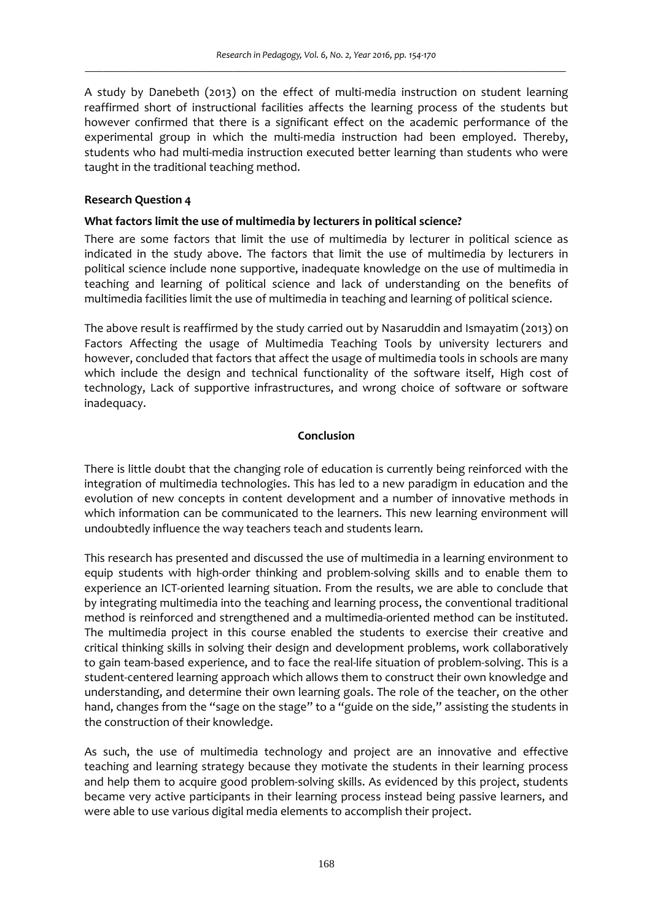A study by Danebeth (2013) on the effect of multi-media instruction on student learning reaffirmed short of instructional facilities affects the learning process of the students but however confirmed that there is a significant effect on the academic performance of the experimental group in which the multi-media instruction had been employed. Thereby, students who had multi-media instruction executed better learning than students who were taught in the traditional teaching method.

**Research Question 4**

**What factors limit the use of multimedia by lecturers in political science?**

There are some factors that limit the use of multimedia by lecturer in political science as indicated in the study above. The factors that limit the use of multimedia by lecturers in political science include none supportive, inadequate knowledge on the use of multimedia in teaching and learning of political science and lack of understanding on the benefits of multimedia facilities limit the use of multimedia in teaching and learning of political science.

The above result is reaffirmed by the study carried out by Nasaruddin and Ismayatim (2013) on Factors Affecting the usage of Multimedia Teaching Tools by university lecturers and however, concluded that factors that affect the usage of multimedia tools in schools are many which include the design and technical functionality of the software itself, High cost of technology, Lack of supportive infrastructures, and wrong choice of software or software inadequacy.

## Conclusion

There is little doubt that the changing role of education is currently being reinforced with the integration of multimedia technologies. This has led to a new paradigm in education and the evolution of new concepts in content development and a number of innovative methods in which information can be communicated to the learners. This new learning environment will undoubtedly influence the way teachers teach and students learn.

This research has presented and discussed the use of multimedia in a learning environment to equip students with high-order thinking and problem-solving skills and to enable them to experience an ICT-oriented learning situation. From the results, we are able to conclude that by integrating multimedia into the teaching and learning process, the conventional traditional method is reinforced and strengthened and a multimedia-oriented method can be instituted. The multimedia project in this course enabled the students to exercise their creative and critical thinking skills in solving their design and development problems, work collaboratively to gain team-based experience, and to face the real-life situation of problem-solving. This is a student-centered learning approach which allows them to construct their own knowledge and understanding, and determine their own learning goals. The role of the teacher, on the other hand, changes from the "sage on the stage" to a "guide on the side," assisting the students in the construction of their knowledge.

As such, the use of multimedia technology and project are an innovative and effective teaching and learning strategy because they motivate the students in their learning process and help them to acquire good problem-solving skills. As evidenced by this project, students became very active participants in their learning process instead being passive learners, and were able to use various digital media elements to accomplish their project.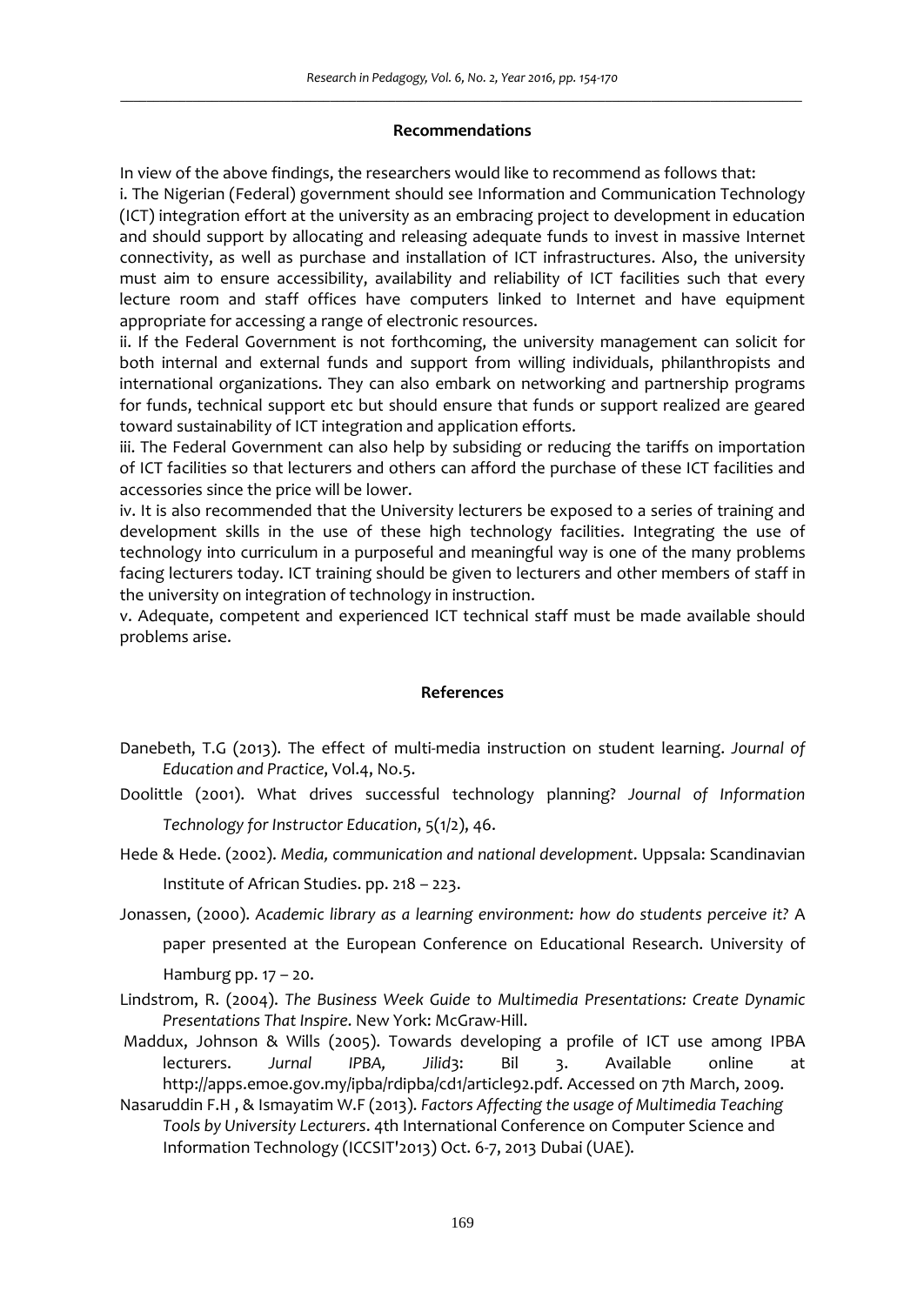## Recommendations

In view of the above findings, the researchers would like to recommend as follows that:

i. The Nigerian (Federal) government should see Information and Communication Technology (ICT) integration effort at the university as an embracing project to development in education and should support by allocating and releasing adequate funds to invest in massive Internet connectivity, as well as purchase and installation of ICT infrastructures. Also, the university must aim to ensure accessibility, availability and reliability of ICT facilities such that every lecture room and staff offices have computers linked to Internet and have equipment appropriate for accessing a range of electronic resources.

ii. If the Federal Government is not forthcoming, the university management can solicit for both internal and external funds and support from willing individuals, philanthropists and international organizations. They can also embark on networking and partnership programs for funds, technical support etc but should ensure that funds or support realized are geared toward sustainability of ICT integration and application efforts.

iii. The Federal Government can also help by subsiding or reducing the tariffs on importation of ICT facilities so that lecturers and others can afford the purchase of these ICT facilities and accessories since the price will be lower.

iv. It is also recommended that the University lecturers be exposed to a series of training and development skills in the use of these high technology facilities. Integrating the use of technology into curriculum in a purposeful and meaningful way is one of the many problems facing lecturers today. ICT training should be given to lecturers and other members of staff in the university on integration of technology in instruction.

v. Adequate, competent and experienced ICT technical staff must be made available should problems arise.

## References

Danebeth, T.G (2013). The effect of multi-media instruction on student learning. *Journal of Education and Practice*, Vol.4, No.5.

Doolittle (2001). What drives successful technology planning? *Journal of Information Technology for Instructor Education*, 5(1/2), 46.

Hede & Hede. (2002). *Media, communication and national development*. Uppsala: Scandinavian Institute of African Studies. pp. 218 – 223.

Jonassen, (2000). *Academic library as a learning environment: how do students perceive it?* A paper presented at the European Conference on Educational Research. University of Hamburg pp. 17 – 20.

Lindstrom, R. (2004). *The Business Week Guide to Multimedia Presentations: Create Dynamic Presentations That Inspire*. New York: McGraw-Hill.

Maddux, Johnson & Wills (2005). Towards developing a profile of ICT use among IPBA lecturers. *Jurnal IPBA, Jilid*3: Bil 3. Available online at http://apps.emoe.gov.my/ipba/rdipba/cd1/article92.pdf. Accessed on 7th March, 2009.

Nasaruddin F.H , & Ismayatim W.F (2013). *Factors Affecting the usage of Multimedia Teaching Tools by University Lecturers*. 4th International Conference on Computer Science and Information Technology (ICCSIT'2013) Oct. 6-7, 2013 Dubai (UAE).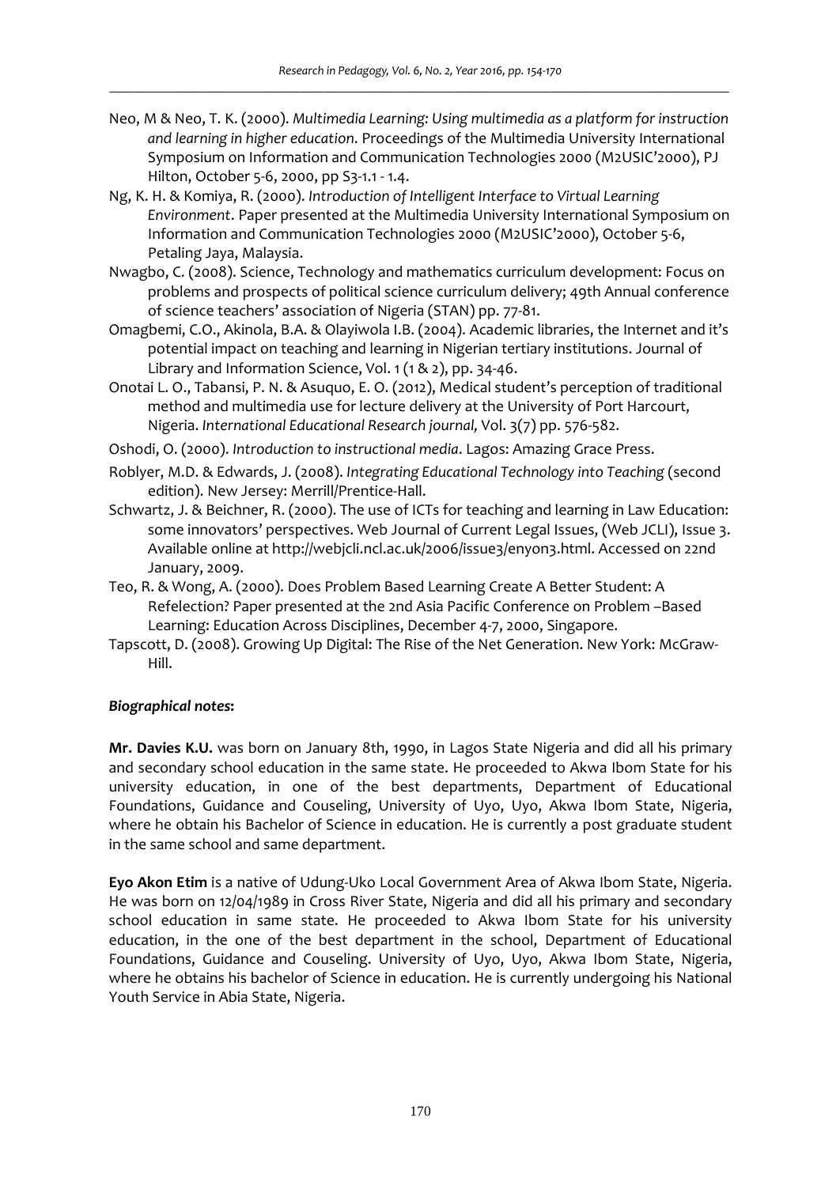Neo, M & Neo, T. K. (2000). *Multimedia Learning: Using multimedia as a platform for instruction and learning in higher education.* Proceedings of the Multimedia University International Symposium on Information and Communication Technologies 2000 (M2USIC'2000), PJ Hilton, October 5-6, 2000, pp S3-1.1 - 1.4.

Ng, K. H. & Komiya, R. (2000). *Introduction of Intelligent Interface to Virtual Learning Environment*. Paper presented at the Multimedia University International Symposium on Information and Communication Technologies 2000 (M2USIC'2000), October 5-6, Petaling Jaya, Malaysia.

Nwagbo, C. (2008). Science, Technology and mathematics curriculum development: Focus on problems and prospects of political science curriculum delivery; 49th Annual conference of science teachers' association of Nigeria (STAN) pp. 77-81.

Omagbemi, C.O., Akinola, B.A. & Olayiwola I.B. (2004). Academic libraries, the Internet and it's potential impact on teaching and learning in Nigerian tertiary institutions. Journal of Library and Information Science, Vol. 1 (1 & 2), pp. 34-46.

Onotai L. O., Tabansi, P. N. & Asuquo, E. O. (2012), Medical student's perception of traditional method and multimedia use for lecture delivery at the University of Port Harcourt, Nigeria. *International Educational Research journal,* Vol. 3(7) pp. 576-582.

Oshodi, O. (2000). *Introduction to instructional media*. Lagos: Amazing Grace Press.

Roblyer, M.D. & Edwards, J. (2008). *Integrating Educational Technology into Teaching* (second edition). New Jersey: Merrill/Prentice-Hall.

Schwartz, J. & Beichner, R. (2000). The use of ICTs for teaching and learning in Law Education: some innovators' perspectives. Web Journal of Current Legal Issues, (Web JCLI), Issue 3. Available online at http://webjcli.ncl.ac.uk/2006/issue3/enyon3.html. Accessed on 22nd January, 2009.

Teo, R. & Wong, A. (2000). Does Problem Based Learning Create A Better Student: A Refelection? Paper presented at the 2nd Asia Pacific Conference on Problem –Based Learning: Education Across Disciplines, December 4-7, 2000, Singapore.

Tapscott, D. (2008). Growing Up Digital: The Rise of the Net Generation. New York: McGraw-Hill.

***Biographical notes*:**

**Mr. Davies K.U.** was born on January 8th, 1990, in Lagos State Nigeria and did all his primary and secondary school education in the same state. He proceeded to Akwa Ibom State for his university education, in one of the best departments, Department of Educational Foundations, Guidance and Couseling, University of Uyo, Uyo, Akwa Ibom State, Nigeria, where he obtain his Bachelor of Science in education. He is currently a post graduate student in the same school and same department.

**Eyo Akon Etim** is a native of Udung-Uko Local Government Area of Akwa Ibom State, Nigeria. He was born on 12/04/1989 in Cross River State, Nigeria and did all his primary and secondary school education in same state. He proceeded to Akwa Ibom State for his university education, in the one of the best department in the school, Department of Educational Foundations, Guidance and Couseling. University of Uyo, Uyo, Akwa Ibom State, Nigeria, where he obtains his bachelor of Science in education. He is currently undergoing his National Youth Service in Abia State, Nigeria.